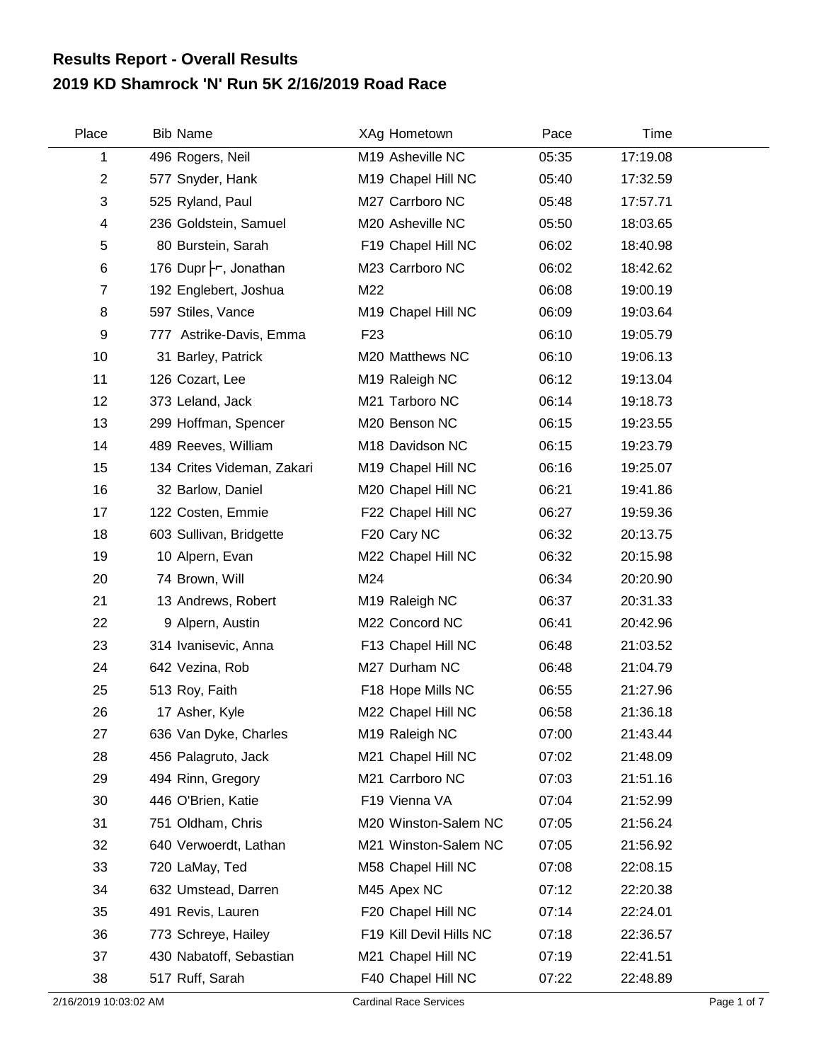## Results Report - Overall Results

## 2019 KD Shamrock 'N' Run 5K 2/16/2019 Road Race

| Place | Bib | Name | XAg | Hometown | Pace | Time |
|---|---|---|---|---|---|---|
| 1 | 496 | Rogers, Neil | M19 | Asheville NC | 05:35 | 17:19.08 |
| 2 | 577 | Snyder, Hank | M19 | Chapel Hill NC | 05:40 | 17:32.59 |
| 3 | 525 | Ryland, Paul | M27 | Carrboro NC | 05:48 | 17:57.71 |
| 4 | 236 | Goldstein, Samuel | M20 | Asheville NC | 05:50 | 18:03.65 |
| 5 | 80 | Burstein, Sarah | F19 | Chapel Hill NC | 06:02 | 18:40.98 |
| 6 | 176 | Dupr├⌐, Jonathan | M23 | Carrboro NC | 06:02 | 18:42.62 |
| 7 | 192 | Englebert, Joshua | M22 | | 06:08 | 19:00.19 |
| 8 | 597 | Stiles, Vance | M19 | Chapel Hill NC | 06:09 | 19:03.64 |
| 9 | 777 | Astrike-Davis, Emma | F23 | | 06:10 | 19:05.79 |
| 10 | 31 | Barley, Patrick | M20 | Matthews NC | 06:10 | 19:06.13 |
| 11 | 126 | Cozart, Lee | M19 | Raleigh NC | 06:12 | 19:13.04 |
| 12 | 373 | Leland, Jack | M21 | Tarboro NC | 06:14 | 19:18.73 |
| 13 | 299 | Hoffman, Spencer | M20 | Benson NC | 06:15 | 19:23.55 |
| 14 | 489 | Reeves, William | M18 | Davidson NC | 06:15 | 19:23.79 |
| 15 | 134 | Crites Videman, Zakari | M19 | Chapel Hill NC | 06:16 | 19:25.07 |
| 16 | 32 | Barlow, Daniel | M20 | Chapel Hill NC | 06:21 | 19:41.86 |
| 17 | 122 | Costen, Emmie | F22 | Chapel Hill NC | 06:27 | 19:59.36 |
| 18 | 603 | Sullivan, Bridgette | F20 | Cary NC | 06:32 | 20:13.75 |
| 19 | 10 | Alpern, Evan | M22 | Chapel Hill NC | 06:32 | 20:15.98 |
| 20 | 74 | Brown, Will | M24 | | 06:34 | 20:20.90 |
| 21 | 13 | Andrews, Robert | M19 | Raleigh NC | 06:37 | 20:31.33 |
| 22 | 9 | Alpern, Austin | M22 | Concord NC | 06:41 | 20:42.96 |
| 23 | 314 | Ivanisevic, Anna | F13 | Chapel Hill NC | 06:48 | 21:03.52 |
| 24 | 642 | Vezina, Rob | M27 | Durham NC | 06:48 | 21:04.79 |
| 25 | 513 | Roy, Faith | F18 | Hope Mills NC | 06:55 | 21:27.96 |
| 26 | 17 | Asher, Kyle | M22 | Chapel Hill NC | 06:58 | 21:36.18 |
| 27 | 636 | Van Dyke, Charles | M19 | Raleigh NC | 07:00 | 21:43.44 |
| 28 | 456 | Palagruto, Jack | M21 | Chapel Hill NC | 07:02 | 21:48.09 |
| 29 | 494 | Rinn, Gregory | M21 | Carrboro NC | 07:03 | 21:51.16 |
| 30 | 446 | O'Brien, Katie | F19 | Vienna VA | 07:04 | 21:52.99 |
| 31 | 751 | Oldham, Chris | M20 | Winston-Salem NC | 07:05 | 21:56.24 |
| 32 | 640 | Verwoerdt, Lathan | M21 | Winston-Salem NC | 07:05 | 21:56.92 |
| 33 | 720 | LaMay, Ted | M58 | Chapel Hill NC | 07:08 | 22:08.15 |
| 34 | 632 | Umstead, Darren | M45 | Apex NC | 07:12 | 22:20.38 |
| 35 | 491 | Revis, Lauren | F20 | Chapel Hill NC | 07:14 | 22:24.01 |
| 36 | 773 | Schreye, Hailey | F19 | Kill Devil Hills NC | 07:18 | 22:36.57 |
| 37 | 430 | Nabatoff, Sebastian | M21 | Chapel Hill NC | 07:19 | 22:41.51 |
| 38 | 517 | Ruff, Sarah | F40 | Chapel Hill NC | 07:22 | 22:48.89 |

2/16/2019 10:03:02 AM — Cardinal Race Services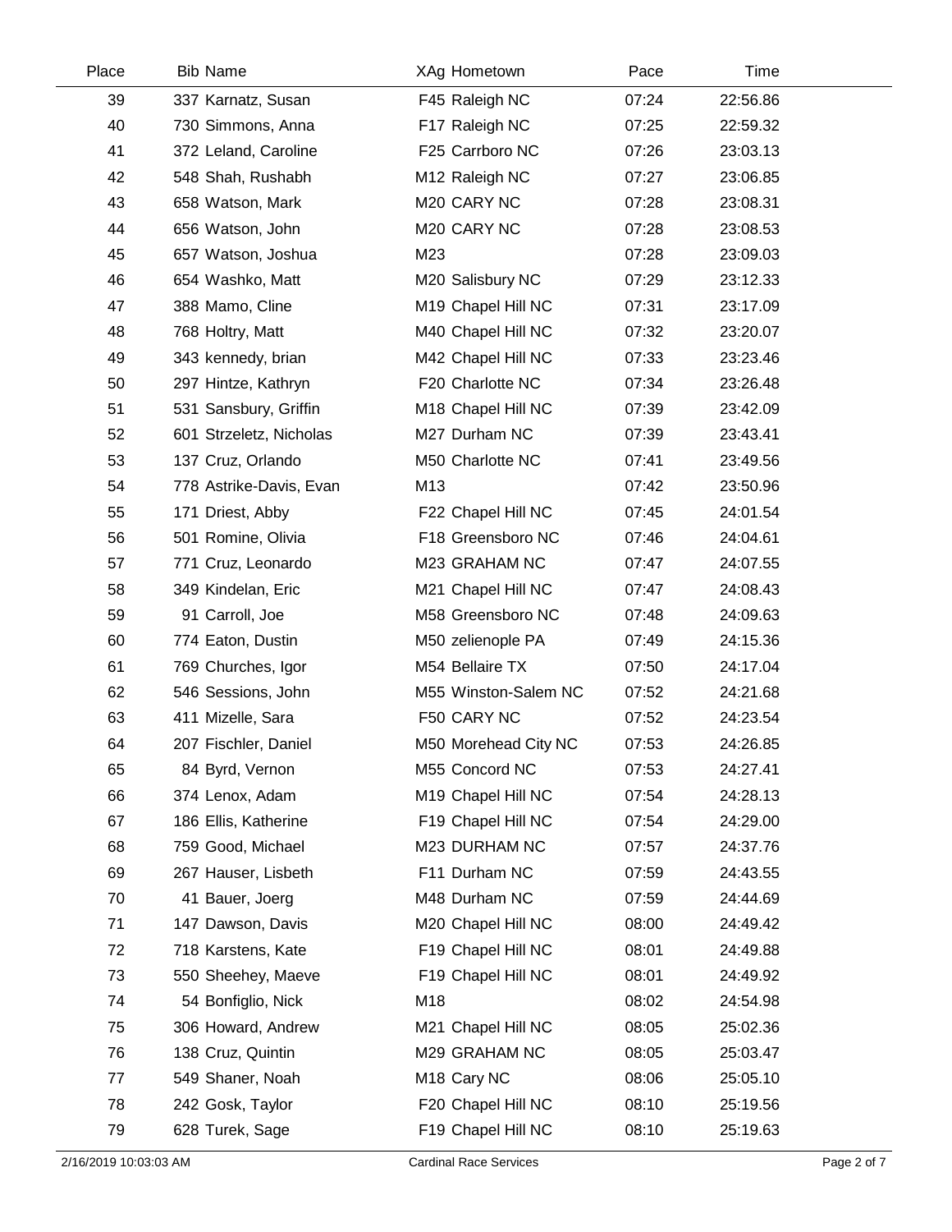| Place | Bib | Name | XAg | Hometown | Pace | Time |
|---|---|---|---|---|---|---|
| 39 | 337 | Karnatz, Susan | F45 | Raleigh NC | 07:24 | 22:56.86 |
| 40 | 730 | Simmons, Anna | F17 | Raleigh NC | 07:25 | 22:59.32 |
| 41 | 372 | Leland, Caroline | F25 | Carrboro NC | 07:26 | 23:03.13 |
| 42 | 548 | Shah, Rushabh | M12 | Raleigh NC | 07:27 | 23:06.85 |
| 43 | 658 | Watson, Mark | M20 | CARY NC | 07:28 | 23:08.31 |
| 44 | 656 | Watson, John | M20 | CARY NC | 07:28 | 23:08.53 |
| 45 | 657 | Watson, Joshua | M23 | | 07:28 | 23:09.03 |
| 46 | 654 | Washko, Matt | M20 | Salisbury NC | 07:29 | 23:12.33 |
| 47 | 388 | Mamo, Cline | M19 | Chapel Hill NC | 07:31 | 23:17.09 |
| 48 | 768 | Holtry, Matt | M40 | Chapel Hill NC | 07:32 | 23:20.07 |
| 49 | 343 | kennedy, brian | M42 | Chapel Hill NC | 07:33 | 23:23.46 |
| 50 | 297 | Hintze, Kathryn | F20 | Charlotte NC | 07:34 | 23:26.48 |
| 51 | 531 | Sansbury, Griffin | M18 | Chapel Hill NC | 07:39 | 23:42.09 |
| 52 | 601 | Strzeletz, Nicholas | M27 | Durham NC | 07:39 | 23:43.41 |
| 53 | 137 | Cruz, Orlando | M50 | Charlotte NC | 07:41 | 23:49.56 |
| 54 | 778 | Astrike-Davis, Evan | M13 | | 07:42 | 23:50.96 |
| 55 | 171 | Driest, Abby | F22 | Chapel Hill NC | 07:45 | 24:01.54 |
| 56 | 501 | Romine, Olivia | F18 | Greensboro NC | 07:46 | 24:04.61 |
| 57 | 771 | Cruz, Leonardo | M23 | GRAHAM NC | 07:47 | 24:07.55 |
| 58 | 349 | Kindelan, Eric | M21 | Chapel Hill NC | 07:47 | 24:08.43 |
| 59 | 91 | Carroll, Joe | M58 | Greensboro NC | 07:48 | 24:09.63 |
| 60 | 774 | Eaton, Dustin | M50 | zelienople PA | 07:49 | 24:15.36 |
| 61 | 769 | Churches, Igor | M54 | Bellaire TX | 07:50 | 24:17.04 |
| 62 | 546 | Sessions, John | M55 | Winston-Salem NC | 07:52 | 24:21.68 |
| 63 | 411 | Mizelle, Sara | F50 | CARY NC | 07:52 | 24:23.54 |
| 64 | 207 | Fischler, Daniel | M50 | Morehead City NC | 07:53 | 24:26.85 |
| 65 | 84 | Byrd, Vernon | M55 | Concord NC | 07:53 | 24:27.41 |
| 66 | 374 | Lenox, Adam | M19 | Chapel Hill NC | 07:54 | 24:28.13 |
| 67 | 186 | Ellis, Katherine | F19 | Chapel Hill NC | 07:54 | 24:29.00 |
| 68 | 759 | Good, Michael | M23 | DURHAM NC | 07:57 | 24:37.76 |
| 69 | 267 | Hauser, Lisbeth | F11 | Durham NC | 07:59 | 24:43.55 |
| 70 | 41 | Bauer, Joerg | M48 | Durham NC | 07:59 | 24:44.69 |
| 71 | 147 | Dawson, Davis | M20 | Chapel Hill NC | 08:00 | 24:49.42 |
| 72 | 718 | Karstens, Kate | F19 | Chapel Hill NC | 08:01 | 24:49.88 |
| 73 | 550 | Sheehey, Maeve | F19 | Chapel Hill NC | 08:01 | 24:49.92 |
| 74 | 54 | Bonfiglio, Nick | M18 | | 08:02 | 24:54.98 |
| 75 | 306 | Howard, Andrew | M21 | Chapel Hill NC | 08:05 | 25:02.36 |
| 76 | 138 | Cruz, Quintin | M29 | GRAHAM NC | 08:05 | 25:03.47 |
| 77 | 549 | Shaner, Noah | M18 | Cary NC | 08:06 | 25:05.10 |
| 78 | 242 | Gosk, Taylor | F20 | Chapel Hill NC | 08:10 | 25:19.56 |
| 79 | 628 | Turek, Sage | F19 | Chapel Hill NC | 08:10 | 25:19.63 |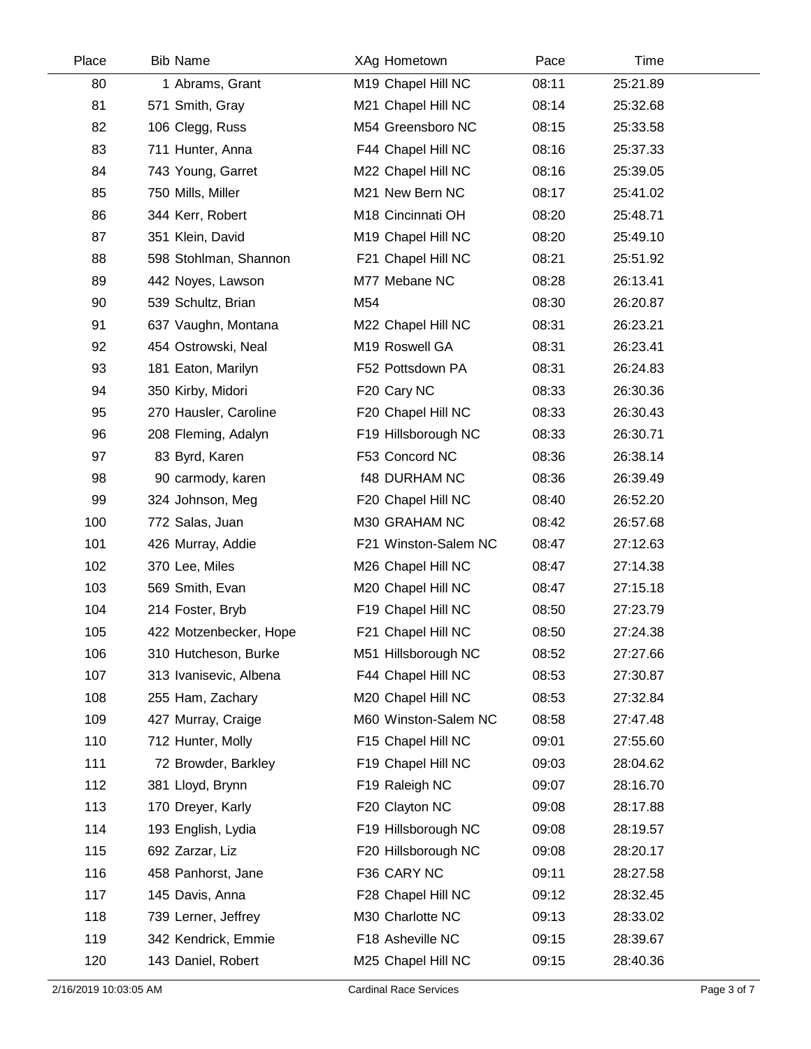| Place | Bib | Name | XAg | Hometown | Pace | Time |
|---|---|---|---|---|---|---|
| 80 | 1 | Abrams, Grant | M19 | Chapel Hill NC | 08:11 | 25:21.89 |
| 81 | 571 | Smith, Gray | M21 | Chapel Hill NC | 08:14 | 25:32.68 |
| 82 | 106 | Clegg, Russ | M54 | Greensboro NC | 08:15 | 25:33.58 |
| 83 | 711 | Hunter, Anna | F44 | Chapel Hill NC | 08:16 | 25:37.33 |
| 84 | 743 | Young, Garret | M22 | Chapel Hill NC | 08:16 | 25:39.05 |
| 85 | 750 | Mills, Miller | M21 | New Bern NC | 08:17 | 25:41.02 |
| 86 | 344 | Kerr, Robert | M18 | Cincinnati OH | 08:20 | 25:48.71 |
| 87 | 351 | Klein, David | M19 | Chapel Hill NC | 08:20 | 25:49.10 |
| 88 | 598 | Stohlman, Shannon | F21 | Chapel Hill NC | 08:21 | 25:51.92 |
| 89 | 442 | Noyes, Lawson | M77 | Mebane NC | 08:28 | 26:13.41 |
| 90 | 539 | Schultz, Brian | M54 | | 08:30 | 26:20.87 |
| 91 | 637 | Vaughn, Montana | M22 | Chapel Hill NC | 08:31 | 26:23.21 |
| 92 | 454 | Ostrowski, Neal | M19 | Roswell GA | 08:31 | 26:23.41 |
| 93 | 181 | Eaton, Marilyn | F52 | Pottsdown PA | 08:31 | 26:24.83 |
| 94 | 350 | Kirby, Midori | F20 | Cary NC | 08:33 | 26:30.36 |
| 95 | 270 | Hausler, Caroline | F20 | Chapel Hill NC | 08:33 | 26:30.43 |
| 96 | 208 | Fleming, Adalyn | F19 | Hillsborough NC | 08:33 | 26:30.71 |
| 97 | 83 | Byrd, Karen | F53 | Concord NC | 08:36 | 26:38.14 |
| 98 | 90 | carmody, karen | f48 | DURHAM NC | 08:36 | 26:39.49 |
| 99 | 324 | Johnson, Meg | F20 | Chapel Hill NC | 08:40 | 26:52.20 |
| 100 | 772 | Salas, Juan | M30 | GRAHAM NC | 08:42 | 26:57.68 |
| 101 | 426 | Murray, Addie | F21 | Winston-Salem NC | 08:47 | 27:12.63 |
| 102 | 370 | Lee, Miles | M26 | Chapel Hill NC | 08:47 | 27:14.38 |
| 103 | 569 | Smith, Evan | M20 | Chapel Hill NC | 08:47 | 27:15.18 |
| 104 | 214 | Foster, Bryb | F19 | Chapel Hill NC | 08:50 | 27:23.79 |
| 105 | 422 | Motzenbecker, Hope | F21 | Chapel Hill NC | 08:50 | 27:24.38 |
| 106 | 310 | Hutcheson, Burke | M51 | Hillsborough NC | 08:52 | 27:27.66 |
| 107 | 313 | Ivanisevic, Albena | F44 | Chapel Hill NC | 08:53 | 27:30.87 |
| 108 | 255 | Ham, Zachary | M20 | Chapel Hill NC | 08:53 | 27:32.84 |
| 109 | 427 | Murray, Craige | M60 | Winston-Salem NC | 08:58 | 27:47.48 |
| 110 | 712 | Hunter, Molly | F15 | Chapel Hill NC | 09:01 | 27:55.60 |
| 111 | 72 | Browder, Barkley | F19 | Chapel Hill NC | 09:03 | 28:04.62 |
| 112 | 381 | Lloyd, Brynn | F19 | Raleigh NC | 09:07 | 28:16.70 |
| 113 | 170 | Dreyer, Karly | F20 | Clayton NC | 09:08 | 28:17.88 |
| 114 | 193 | English, Lydia | F19 | Hillsborough NC | 09:08 | 28:19.57 |
| 115 | 692 | Zarzar, Liz | F20 | Hillsborough NC | 09:08 | 28:20.17 |
| 116 | 458 | Panhorst, Jane | F36 | CARY NC | 09:11 | 28:27.58 |
| 117 | 145 | Davis, Anna | F28 | Chapel Hill NC | 09:12 | 28:32.45 |
| 118 | 739 | Lerner, Jeffrey | M30 | Charlotte NC | 09:13 | 28:33.02 |
| 119 | 342 | Kendrick, Emmie | F18 | Asheville NC | 09:15 | 28:39.67 |
| 120 | 143 | Daniel, Robert | M25 | Chapel Hill NC | 09:15 | 28:40.36 |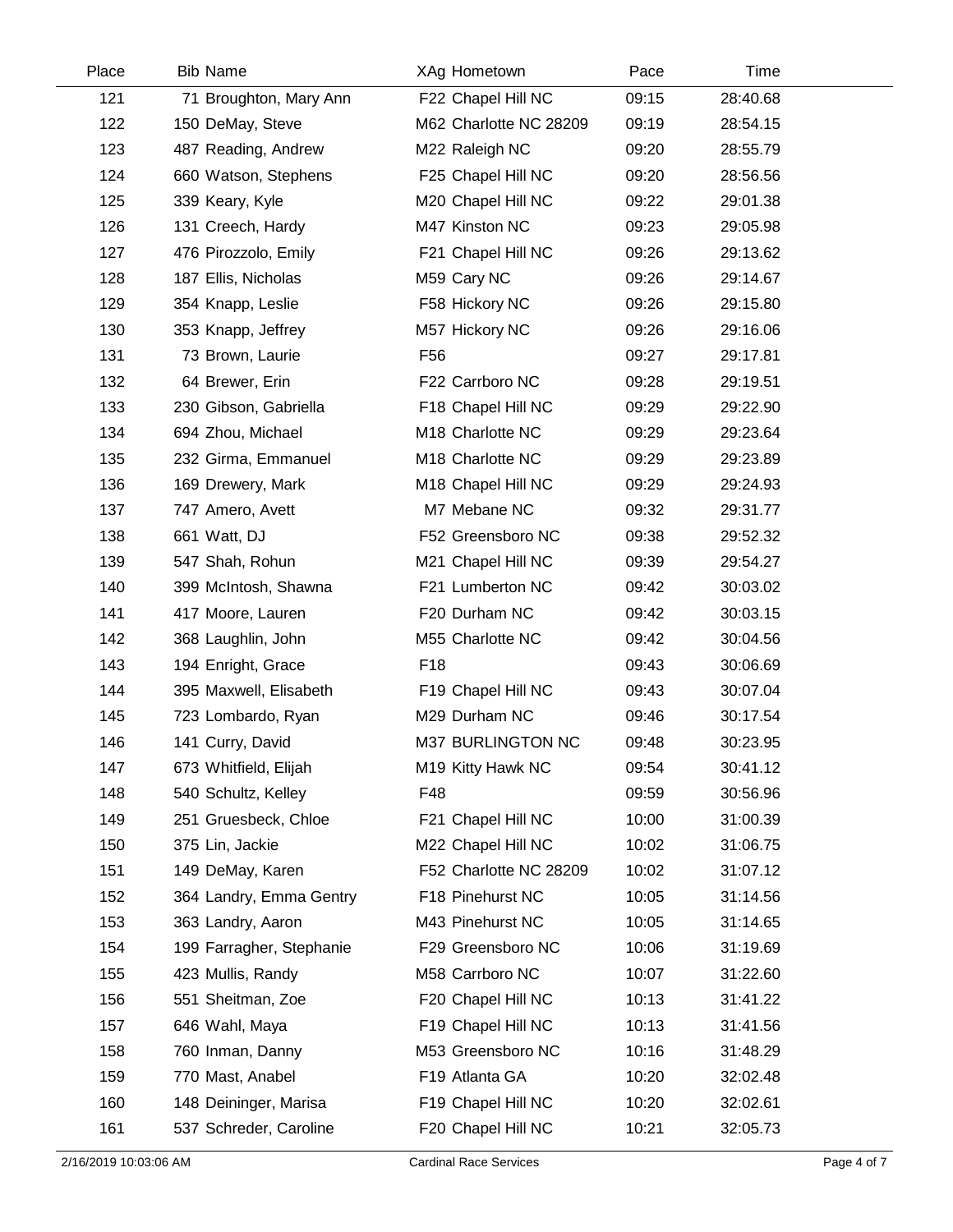| Place | Bib | Name | XAg | Hometown | Pace | Time |
|---|---|---|---|---|---|---|
| 121 | 71 | Broughton, Mary Ann | F22 | Chapel Hill NC | 09:15 | 28:40.68 |
| 122 | 150 | DeMay, Steve | M62 | Charlotte NC 28209 | 09:19 | 28:54.15 |
| 123 | 487 | Reading, Andrew | M22 | Raleigh NC | 09:20 | 28:55.79 |
| 124 | 660 | Watson, Stephens | F25 | Chapel Hill NC | 09:20 | 28:56.56 |
| 125 | 339 | Keary, Kyle | M20 | Chapel Hill NC | 09:22 | 29:01.38 |
| 126 | 131 | Creech, Hardy | M47 | Kinston NC | 09:23 | 29:05.98 |
| 127 | 476 | Pirozzolo, Emily | F21 | Chapel Hill NC | 09:26 | 29:13.62 |
| 128 | 187 | Ellis, Nicholas | M59 | Cary NC | 09:26 | 29:14.67 |
| 129 | 354 | Knapp, Leslie | F58 | Hickory NC | 09:26 | 29:15.80 |
| 130 | 353 | Knapp, Jeffrey | M57 | Hickory NC | 09:26 | 29:16.06 |
| 131 | 73 | Brown, Laurie | F56 | | 09:27 | 29:17.81 |
| 132 | 64 | Brewer, Erin | F22 | Carrboro NC | 09:28 | 29:19.51 |
| 133 | 230 | Gibson, Gabriella | F18 | Chapel Hill NC | 09:29 | 29:22.90 |
| 134 | 694 | Zhou, Michael | M18 | Charlotte NC | 09:29 | 29:23.64 |
| 135 | 232 | Girma, Emmanuel | M18 | Charlotte NC | 09:29 | 29:23.89 |
| 136 | 169 | Drewery, Mark | M18 | Chapel Hill NC | 09:29 | 29:24.93 |
| 137 | 747 | Amero, Avett | M7 | Mebane NC | 09:32 | 29:31.77 |
| 138 | 661 | Watt, DJ | F52 | Greensboro NC | 09:38 | 29:52.32 |
| 139 | 547 | Shah, Rohun | M21 | Chapel Hill NC | 09:39 | 29:54.27 |
| 140 | 399 | McIntosh, Shawna | F21 | Lumberton NC | 09:42 | 30:03.02 |
| 141 | 417 | Moore, Lauren | F20 | Durham NC | 09:42 | 30:03.15 |
| 142 | 368 | Laughlin, John | M55 | Charlotte NC | 09:42 | 30:04.56 |
| 143 | 194 | Enright, Grace | F18 | | 09:43 | 30:06.69 |
| 144 | 395 | Maxwell, Elisabeth | F19 | Chapel Hill NC | 09:43 | 30:07.04 |
| 145 | 723 | Lombardo, Ryan | M29 | Durham NC | 09:46 | 30:17.54 |
| 146 | 141 | Curry, David | M37 | BURLINGTON NC | 09:48 | 30:23.95 |
| 147 | 673 | Whitfield, Elijah | M19 | Kitty Hawk NC | 09:54 | 30:41.12 |
| 148 | 540 | Schultz, Kelley | F48 | | 09:59 | 30:56.96 |
| 149 | 251 | Gruesbeck, Chloe | F21 | Chapel Hill NC | 10:00 | 31:00.39 |
| 150 | 375 | Lin, Jackie | M22 | Chapel Hill NC | 10:02 | 31:06.75 |
| 151 | 149 | DeMay, Karen | F52 | Charlotte NC 28209 | 10:02 | 31:07.12 |
| 152 | 364 | Landry, Emma Gentry | F18 | Pinehurst NC | 10:05 | 31:14.56 |
| 153 | 363 | Landry, Aaron | M43 | Pinehurst NC | 10:05 | 31:14.65 |
| 154 | 199 | Farragher, Stephanie | F29 | Greensboro NC | 10:06 | 31:19.69 |
| 155 | 423 | Mullis, Randy | M58 | Carrboro NC | 10:07 | 31:22.60 |
| 156 | 551 | Sheitman, Zoe | F20 | Chapel Hill NC | 10:13 | 31:41.22 |
| 157 | 646 | Wahl, Maya | F19 | Chapel Hill NC | 10:13 | 31:41.56 |
| 158 | 760 | Inman, Danny | M53 | Greensboro NC | 10:16 | 31:48.29 |
| 159 | 770 | Mast, Anabel | F19 | Atlanta GA | 10:20 | 32:02.48 |
| 160 | 148 | Deininger, Marisa | F19 | Chapel Hill NC | 10:20 | 32:02.61 |
| 161 | 537 | Schreder, Caroline | F20 | Chapel Hill NC | 10:21 | 32:05.73 |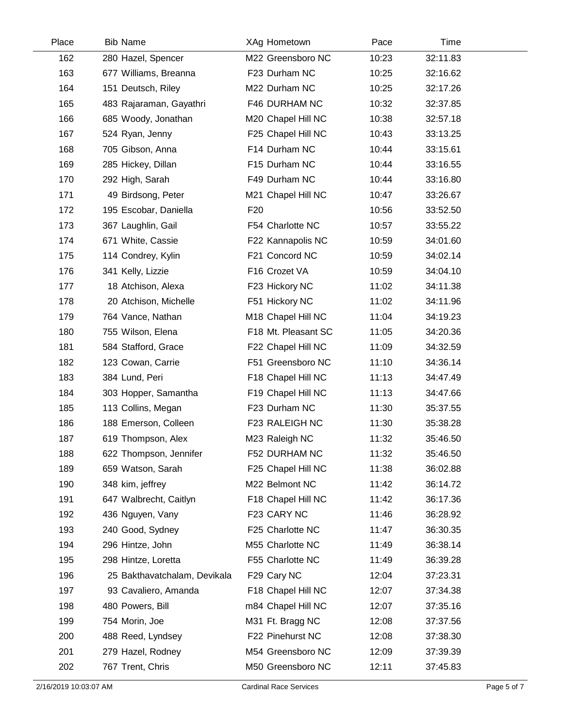| Place | Bib | Name | XAg | Hometown | Pace | Time |
|---|---|---|---|---|---|---|
| 162 | 280 | Hazel, Spencer | M22 | Greensboro NC | 10:23 | 32:11.83 |
| 163 | 677 | Williams, Breanna | F23 | Durham NC | 10:25 | 32:16.62 |
| 164 | 151 | Deutsch, Riley | M22 | Durham NC | 10:25 | 32:17.26 |
| 165 | 483 | Rajaraman, Gayathri | F46 | DURHAM NC | 10:32 | 32:37.85 |
| 166 | 685 | Woody, Jonathan | M20 | Chapel Hill NC | 10:38 | 32:57.18 |
| 167 | 524 | Ryan, Jenny | F25 | Chapel Hill NC | 10:43 | 33:13.25 |
| 168 | 705 | Gibson, Anna | F14 | Durham NC | 10:44 | 33:15.61 |
| 169 | 285 | Hickey, Dillan | F15 | Durham NC | 10:44 | 33:16.55 |
| 170 | 292 | High, Sarah | F49 | Durham NC | 10:44 | 33:16.80 |
| 171 | 49 | Birdsong, Peter | M21 | Chapel Hill NC | 10:47 | 33:26.67 |
| 172 | 195 | Escobar, Daniella | F20 | | 10:56 | 33:52.50 |
| 173 | 367 | Laughlin, Gail | F54 | Charlotte NC | 10:57 | 33:55.22 |
| 174 | 671 | White, Cassie | F22 | Kannapolis NC | 10:59 | 34:01.60 |
| 175 | 114 | Condrey, Kylin | F21 | Concord NC | 10:59 | 34:02.14 |
| 176 | 341 | Kelly, Lizzie | F16 | Crozet VA | 10:59 | 34:04.10 |
| 177 | 18 | Atchison, Alexa | F23 | Hickory NC | 11:02 | 34:11.38 |
| 178 | 20 | Atchison, Michelle | F51 | Hickory NC | 11:02 | 34:11.96 |
| 179 | 764 | Vance, Nathan | M18 | Chapel Hill NC | 11:04 | 34:19.23 |
| 180 | 755 | Wilson, Elena | F18 | Mt. Pleasant SC | 11:05 | 34:20.36 |
| 181 | 584 | Stafford, Grace | F22 | Chapel Hill NC | 11:09 | 34:32.59 |
| 182 | 123 | Cowan, Carrie | F51 | Greensboro NC | 11:10 | 34:36.14 |
| 183 | 384 | Lund, Peri | F18 | Chapel Hill NC | 11:13 | 34:47.49 |
| 184 | 303 | Hopper, Samantha | F19 | Chapel Hill NC | 11:13 | 34:47.66 |
| 185 | 113 | Collins, Megan | F23 | Durham NC | 11:30 | 35:37.55 |
| 186 | 188 | Emerson, Colleen | F23 | RALEIGH NC | 11:30 | 35:38.28 |
| 187 | 619 | Thompson, Alex | M23 | Raleigh NC | 11:32 | 35:46.50 |
| 188 | 622 | Thompson, Jennifer | F52 | DURHAM NC | 11:32 | 35:46.50 |
| 189 | 659 | Watson, Sarah | F25 | Chapel Hill NC | 11:38 | 36:02.88 |
| 190 | 348 | kim, jeffrey | M22 | Belmont NC | 11:42 | 36:14.72 |
| 191 | 647 | Walbrecht, Caitlyn | F18 | Chapel Hill NC | 11:42 | 36:17.36 |
| 192 | 436 | Nguyen, Vany | F23 | CARY NC | 11:46 | 36:28.92 |
| 193 | 240 | Good, Sydney | F25 | Charlotte NC | 11:47 | 36:30.35 |
| 194 | 296 | Hintze, John | M55 | Charlotte NC | 11:49 | 36:38.14 |
| 195 | 298 | Hintze, Loretta | F55 | Charlotte NC | 11:49 | 36:39.28 |
| 196 | 25 | Bakthavatchalam, Devikala | F29 | Cary NC | 12:04 | 37:23.31 |
| 197 | 93 | Cavaliero, Amanda | F18 | Chapel Hill NC | 12:07 | 37:34.38 |
| 198 | 480 | Powers, Bill | m84 | Chapel Hill NC | 12:07 | 37:35.16 |
| 199 | 754 | Morin, Joe | M31 | Ft. Bragg NC | 12:08 | 37:37.56 |
| 200 | 488 | Reed, Lyndsey | F22 | Pinehurst NC | 12:08 | 37:38.30 |
| 201 | 279 | Hazel, Rodney | M54 | Greensboro NC | 12:09 | 37:39.39 |
| 202 | 767 | Trent, Chris | M50 | Greensboro NC | 12:11 | 37:45.83 |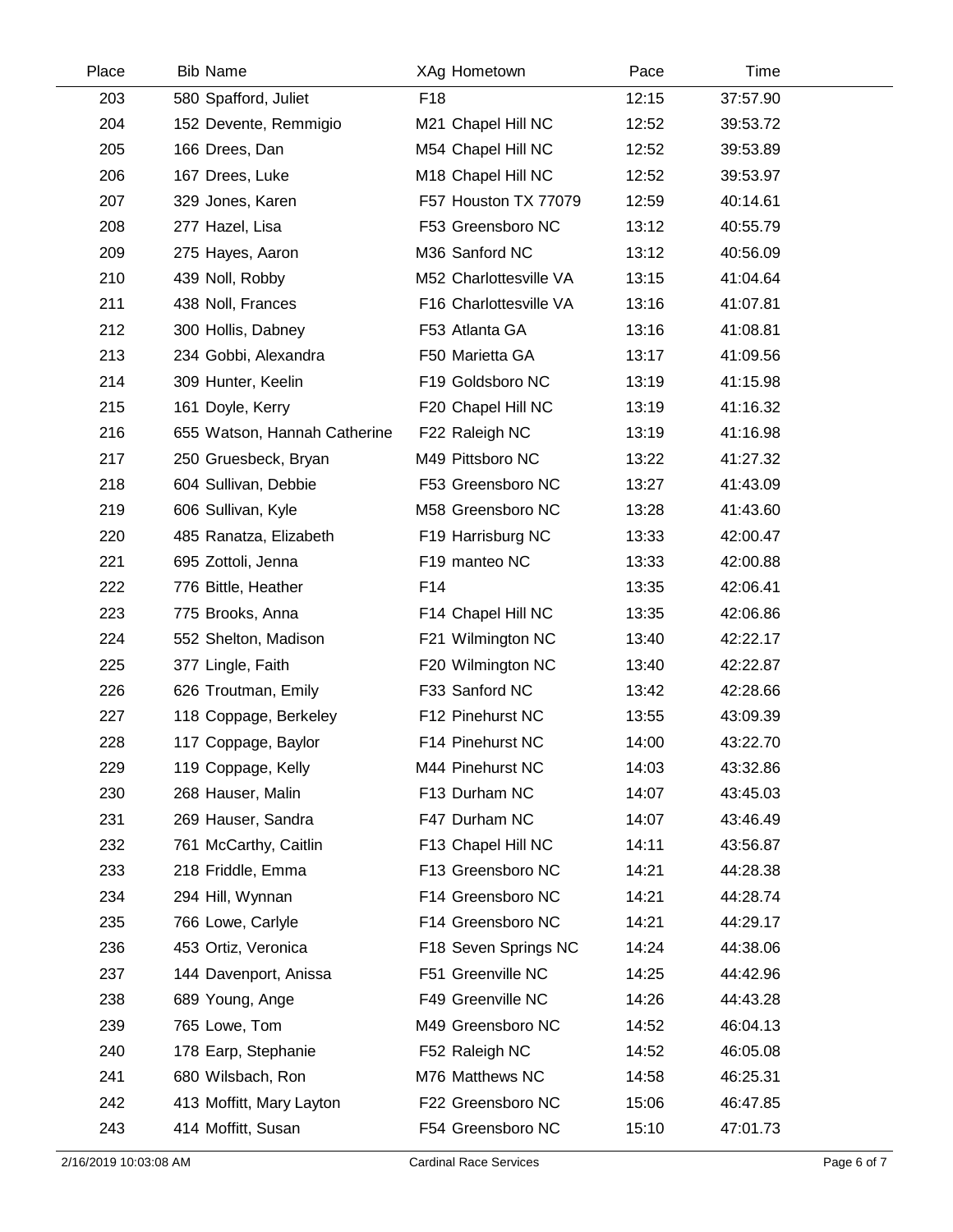| Place | Bib | Name | XAg | Hometown | Pace | Time |
|---|---|---|---|---|---|---|
| 203 | 580 | Spafford, Juliet | F18 | | 12:15 | 37:57.90 |
| 204 | 152 | Devente, Remmigio | M21 | Chapel Hill NC | 12:52 | 39:53.72 |
| 205 | 166 | Drees, Dan | M54 | Chapel Hill NC | 12:52 | 39:53.89 |
| 206 | 167 | Drees, Luke | M18 | Chapel Hill NC | 12:52 | 39:53.97 |
| 207 | 329 | Jones, Karen | F57 | Houston TX 77079 | 12:59 | 40:14.61 |
| 208 | 277 | Hazel, Lisa | F53 | Greensboro NC | 13:12 | 40:55.79 |
| 209 | 275 | Hayes, Aaron | M36 | Sanford NC | 13:12 | 40:56.09 |
| 210 | 439 | Noll, Robby | M52 | Charlottesville VA | 13:15 | 41:04.64 |
| 211 | 438 | Noll, Frances | F16 | Charlottesville VA | 13:16 | 41:07.81 |
| 212 | 300 | Hollis, Dabney | F53 | Atlanta GA | 13:16 | 41:08.81 |
| 213 | 234 | Gobbi, Alexandra | F50 | Marietta GA | 13:17 | 41:09.56 |
| 214 | 309 | Hunter, Keelin | F19 | Goldsboro NC | 13:19 | 41:15.98 |
| 215 | 161 | Doyle, Kerry | F20 | Chapel Hill NC | 13:19 | 41:16.32 |
| 216 | 655 | Watson, Hannah Catherine | F22 | Raleigh NC | 13:19 | 41:16.98 |
| 217 | 250 | Gruesbeck, Bryan | M49 | Pittsboro NC | 13:22 | 41:27.32 |
| 218 | 604 | Sullivan, Debbie | F53 | Greensboro NC | 13:27 | 41:43.09 |
| 219 | 606 | Sullivan, Kyle | M58 | Greensboro NC | 13:28 | 41:43.60 |
| 220 | 485 | Ranatza, Elizabeth | F19 | Harrisburg NC | 13:33 | 42:00.47 |
| 221 | 695 | Zottoli, Jenna | F19 | manteo NC | 13:33 | 42:00.88 |
| 222 | 776 | Bittle, Heather | F14 | | 13:35 | 42:06.41 |
| 223 | 775 | Brooks, Anna | F14 | Chapel Hill NC | 13:35 | 42:06.86 |
| 224 | 552 | Shelton, Madison | F21 | Wilmington NC | 13:40 | 42:22.17 |
| 225 | 377 | Lingle, Faith | F20 | Wilmington NC | 13:40 | 42:22.87 |
| 226 | 626 | Troutman, Emily | F33 | Sanford NC | 13:42 | 42:28.66 |
| 227 | 118 | Coppage, Berkeley | F12 | Pinehurst NC | 13:55 | 43:09.39 |
| 228 | 117 | Coppage, Baylor | F14 | Pinehurst NC | 14:00 | 43:22.70 |
| 229 | 119 | Coppage, Kelly | M44 | Pinehurst NC | 14:03 | 43:32.86 |
| 230 | 268 | Hauser, Malin | F13 | Durham NC | 14:07 | 43:45.03 |
| 231 | 269 | Hauser, Sandra | F47 | Durham NC | 14:07 | 43:46.49 |
| 232 | 761 | McCarthy, Caitlin | F13 | Chapel Hill NC | 14:11 | 43:56.87 |
| 233 | 218 | Friddle, Emma | F13 | Greensboro NC | 14:21 | 44:28.38 |
| 234 | 294 | Hill, Wynnan | F14 | Greensboro NC | 14:21 | 44:28.74 |
| 235 | 766 | Lowe, Carlyle | F14 | Greensboro NC | 14:21 | 44:29.17 |
| 236 | 453 | Ortiz, Veronica | F18 | Seven Springs NC | 14:24 | 44:38.06 |
| 237 | 144 | Davenport, Anissa | F51 | Greenville NC | 14:25 | 44:42.96 |
| 238 | 689 | Young, Ange | F49 | Greenville NC | 14:26 | 44:43.28 |
| 239 | 765 | Lowe, Tom | M49 | Greensboro NC | 14:52 | 46:04.13 |
| 240 | 178 | Earp, Stephanie | F52 | Raleigh NC | 14:52 | 46:05.08 |
| 241 | 680 | Wilsbach, Ron | M76 | Matthews NC | 14:58 | 46:25.31 |
| 242 | 413 | Moffitt, Mary Layton | F22 | Greensboro NC | 15:06 | 46:47.85 |
| 243 | 414 | Moffitt, Susan | F54 | Greensboro NC | 15:10 | 47:01.73 |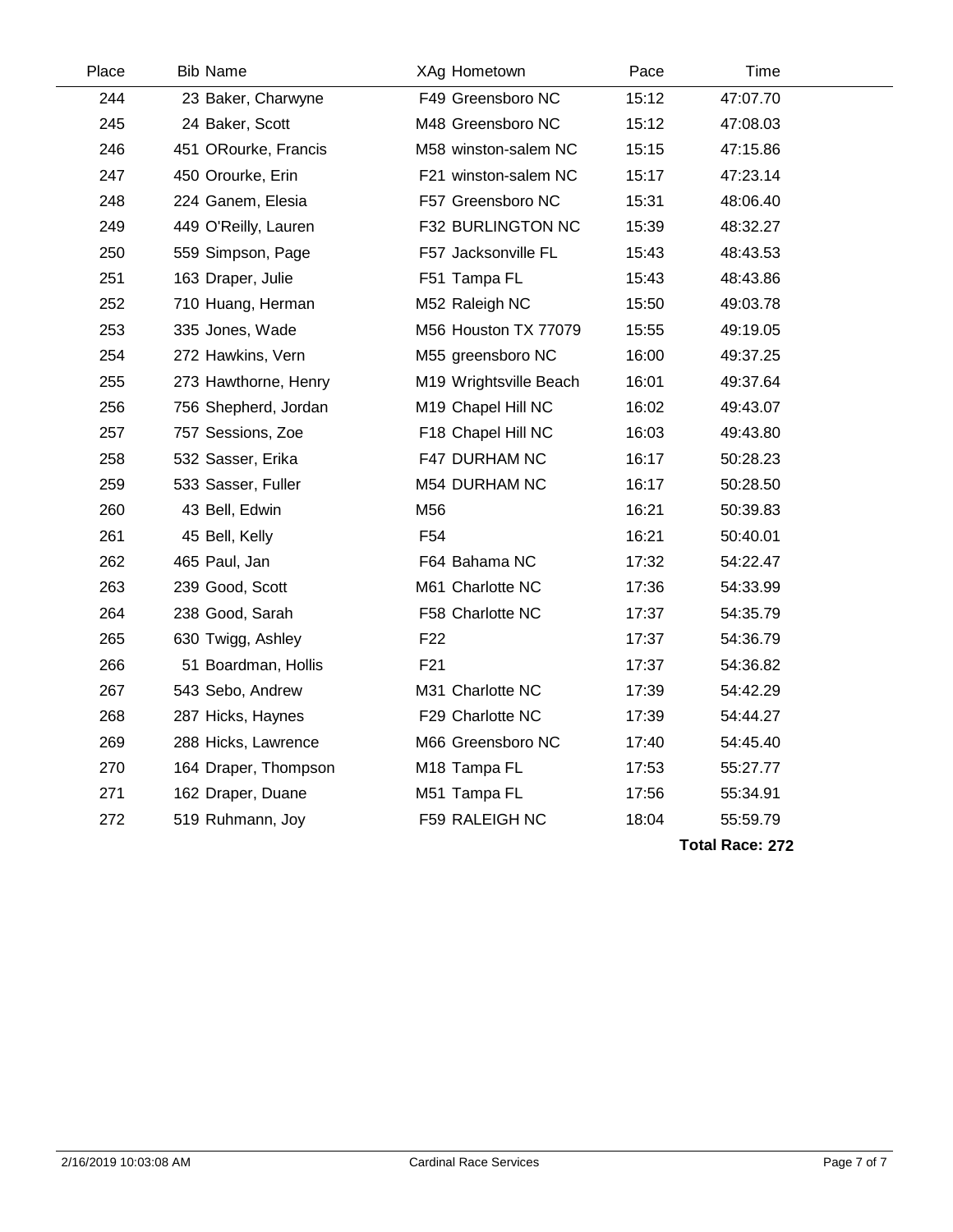| Place | Bib | Name | XAg | Hometown | Pace | Time |
|---|---|---|---|---|---|---|
| 244 | 23 | Baker, Charwyne | F49 | Greensboro NC | 15:12 | 47:07.70 |
| 245 | 24 | Baker, Scott | M48 | Greensboro NC | 15:12 | 47:08.03 |
| 246 | 451 | ORourke, Francis | M58 | winston-salem NC | 15:15 | 47:15.86 |
| 247 | 450 | Orourke, Erin | F21 | winston-salem NC | 15:17 | 47:23.14 |
| 248 | 224 | Ganem, Elesia | F57 | Greensboro NC | 15:31 | 48:06.40 |
| 249 | 449 | O'Reilly, Lauren | F32 | BURLINGTON NC | 15:39 | 48:32.27 |
| 250 | 559 | Simpson, Page | F57 | Jacksonville FL | 15:43 | 48:43.53 |
| 251 | 163 | Draper, Julie | F51 | Tampa FL | 15:43 | 48:43.86 |
| 252 | 710 | Huang, Herman | M52 | Raleigh NC | 15:50 | 49:03.78 |
| 253 | 335 | Jones, Wade | M56 | Houston TX 77079 | 15:55 | 49:19.05 |
| 254 | 272 | Hawkins, Vern | M55 | greensboro NC | 16:00 | 49:37.25 |
| 255 | 273 | Hawthorne, Henry | M19 | Wrightsville Beach | 16:01 | 49:37.64 |
| 256 | 756 | Shepherd, Jordan | M19 | Chapel Hill NC | 16:02 | 49:43.07 |
| 257 | 757 | Sessions, Zoe | F18 | Chapel Hill NC | 16:03 | 49:43.80 |
| 258 | 532 | Sasser, Erika | F47 | DURHAM NC | 16:17 | 50:28.23 |
| 259 | 533 | Sasser, Fuller | M54 | DURHAM NC | 16:17 | 50:28.50 |
| 260 | 43 | Bell, Edwin | M56 | | 16:21 | 50:39.83 |
| 261 | 45 | Bell, Kelly | F54 | | 16:21 | 50:40.01 |
| 262 | 465 | Paul, Jan | F64 | Bahama NC | 17:32 | 54:22.47 |
| 263 | 239 | Good, Scott | M61 | Charlotte NC | 17:36 | 54:33.99 |
| 264 | 238 | Good, Sarah | F58 | Charlotte NC | 17:37 | 54:35.79 |
| 265 | 630 | Twigg, Ashley | F22 | | 17:37 | 54:36.79 |
| 266 | 51 | Boardman, Hollis | F21 | | 17:37 | 54:36.82 |
| 267 | 543 | Sebo, Andrew | M31 | Charlotte NC | 17:39 | 54:42.29 |
| 268 | 287 | Hicks, Haynes | F29 | Charlotte NC | 17:39 | 54:44.27 |
| 269 | 288 | Hicks, Lawrence | M66 | Greensboro NC | 17:40 | 54:45.40 |
| 270 | 164 | Draper, Thompson | M18 | Tampa FL | 17:53 | 55:27.77 |
| 271 | 162 | Draper, Duane | M51 | Tampa FL | 17:56 | 55:34.91 |
| 272 | 519 | Ruhmann, Joy | F59 | RALEIGH NC | 18:04 | 55:59.79 |

**Total Race: 272**